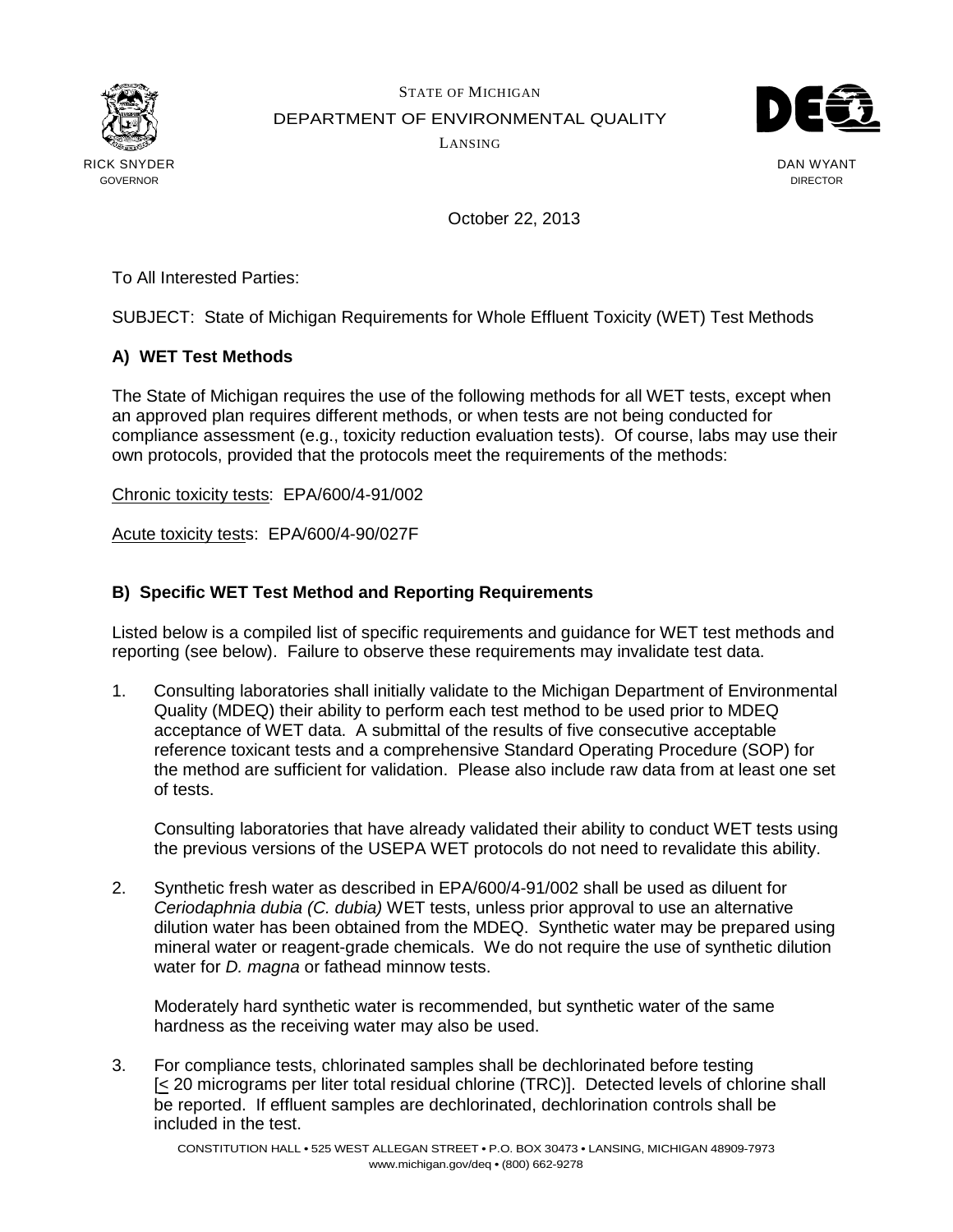STATE OF MICHIGAN

DEPARTMENT OF ENVIRONMENTAL QUALITY

LANSING

RICK SNYDER
GOVERNOR

DAN WYANT
DIRECTOR

October 22, 2013

To All Interested Parties:

SUBJECT: State of Michigan Requirements for Whole Effluent Toxicity (WET) Test Methods

## A) WET Test Methods

The State of Michigan requires the use of the following methods for all WET tests, except when an approved plan requires different methods, or when tests are not being conducted for compliance assessment (e.g., toxicity reduction evaluation tests). Of course, labs may use their own protocols, provided that the protocols meet the requirements of the methods:

Chronic toxicity tests: EPA/600/4-91/002

Acute toxicity tests: EPA/600/4-90/027F

## B) Specific WET Test Method and Reporting Requirements

Listed below is a compiled list of specific requirements and guidance for WET test methods and reporting (see below). Failure to observe these requirements may invalidate test data.

1. Consulting laboratories shall initially validate to the Michigan Department of Environmental Quality (MDEQ) their ability to perform each test method to be used prior to MDEQ acceptance of WET data. A submittal of the results of five consecutive acceptable reference toxicant tests and a comprehensive Standard Operating Procedure (SOP) for the method are sufficient for validation. Please also include raw data from at least one set of tests.

   Consulting laboratories that have already validated their ability to conduct WET tests using the previous versions of the USEPA WET protocols do not need to revalidate this ability.

2. Synthetic fresh water as described in EPA/600/4-91/002 shall be used as diluent for *Ceriodaphnia dubia (C. dubia)* WET tests, unless prior approval to use an alternative dilution water has been obtained from the MDEQ. Synthetic water may be prepared using mineral water or reagent-grade chemicals. We do not require the use of synthetic dilution water for *D. magna* or fathead minnow tests.

   Moderately hard synthetic water is recommended, but synthetic water of the same hardness as the receiving water may also be used.

3. For compliance tests, chlorinated samples shall be dechlorinated before testing [$\leq$ 20 micrograms per liter total residual chlorine (TRC)]. Detected levels of chlorine shall be reported. If effluent samples are dechlorinated, dechlorination controls shall be included in the test.

CONSTITUTION HALL • 525 WEST ALLEGAN STREET • P.O. BOX 30473 • LANSING, MICHIGAN 48909-7973
www.michigan.gov/deq • (800) 662-9278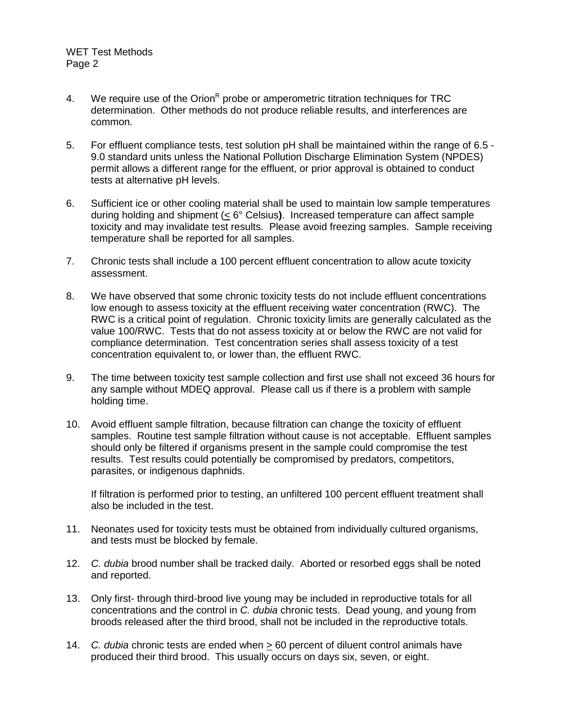4. We require use of the Orion[R] probe or amperometric titration techniques for TRC determination. Other methods do not produce reliable results, and interferences are common.

5. For effluent compliance tests, test solution pH shall be maintained within the range of 6.5 - 9.0 standard units unless the National Pollution Discharge Elimination System (NPDES) permit allows a different range for the effluent, or prior approval is obtained to conduct tests at alternative pH levels.

6. Sufficient ice or other cooling material shall be used to maintain low sample temperatures during holding and shipment (≤ 6° Celsius**)**. Increased temperature can affect sample toxicity and may invalidate test results. Please avoid freezing samples. Sample receiving temperature shall be reported for all samples.

7. Chronic tests shall include a 100 percent effluent concentration to allow acute toxicity assessment.

8. We have observed that some chronic toxicity tests do not include effluent concentrations low enough to assess toxicity at the effluent receiving water concentration (RWC). The RWC is a critical point of regulation. Chronic toxicity limits are generally calculated as the value 100/RWC. Tests that do not assess toxicity at or below the RWC are not valid for compliance determination. Test concentration series shall assess toxicity of a test concentration equivalent to, or lower than, the effluent RWC.

9. The time between toxicity test sample collection and first use shall not exceed 36 hours for any sample without MDEQ approval. Please call us if there is a problem with sample holding time.

10. Avoid effluent sample filtration, because filtration can change the toxicity of effluent samples. Routine test sample filtration without cause is not acceptable. Effluent samples should only be filtered if organisms present in the sample could compromise the test results. Test results could potentially be compromised by predators, competitors, parasites, or indigenous daphnids.

    If filtration is performed prior to testing, an unfiltered 100 percent effluent treatment shall also be included in the test.

11. Neonates used for toxicity tests must be obtained from individually cultured organisms, and tests must be blocked by female.

12. *C. dubia* brood number shall be tracked daily. Aborted or resorbed eggs shall be noted and reported.

13. Only first- through third-brood live young may be included in reproductive totals for all concentrations and the control in *C. dubia* chronic tests. Dead young, and young from broods released after the third brood, shall not be included in the reproductive totals.

14. *C. dubia* chronic tests are ended when ≥ 60 percent of diluent control animals have produced their third brood. This usually occurs on days six, seven, or eight.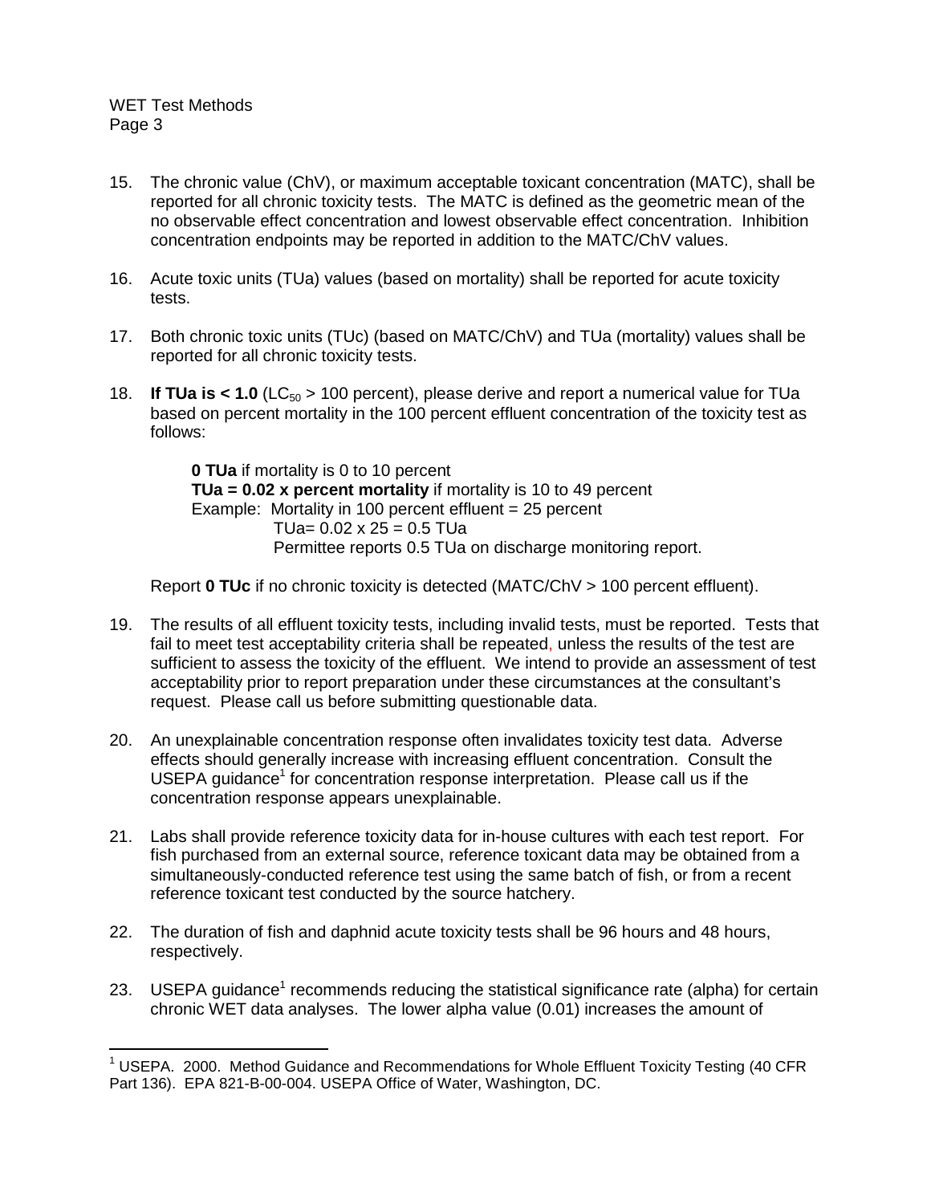15. The chronic value (ChV), or maximum acceptable toxicant concentration (MATC), shall be reported for all chronic toxicity tests. The MATC is defined as the geometric mean of the no observable effect concentration and lowest observable effect concentration. Inhibition concentration endpoints may be reported in addition to the MATC/ChV values.

16. Acute toxic units (TUa) values (based on mortality) shall be reported for acute toxicity tests.

17. Both chronic toxic units (TUc) (based on MATC/ChV) and TUa (mortality) values shall be reported for all chronic toxicity tests.

18. **If TUa is < 1.0** ($LC_{50}$ > 100 percent), please derive and report a numerical value for TUa based on percent mortality in the 100 percent effluent concentration of the toxicity test as follows:

    **0 TUa** if mortality is 0 to 10 percent
    **TUa = 0.02 x percent mortality** if mortality is 10 to 49 percent
    Example: Mortality in 100 percent effluent = 25 percent
    TUa= 0.02 x 25 = 0.5 TUa
    Permittee reports 0.5 TUa on discharge monitoring report.

    Report **0 TUc** if no chronic toxicity is detected (MATC/ChV > 100 percent effluent).

19. The results of all effluent toxicity tests, including invalid tests, must be reported. Tests that fail to meet test acceptability criteria shall be repeated, unless the results of the test are sufficient to assess the toxicity of the effluent. We intend to provide an assessment of test acceptability prior to report preparation under these circumstances at the consultant's request. Please call us before submitting questionable data.

20. An unexplainable concentration response often invalidates toxicity test data. Adverse effects should generally increase with increasing effluent concentration. Consult the USEPA guidance[1] for concentration response interpretation. Please call us if the concentration response appears unexplainable.

21. Labs shall provide reference toxicity data for in-house cultures with each test report. For fish purchased from an external source, reference toxicant data may be obtained from a simultaneously-conducted reference test using the same batch of fish, or from a recent reference toxicant test conducted by the source hatchery.

22. The duration of fish and daphnid acute toxicity tests shall be 96 hours and 48 hours, respectively.

23. USEPA guidance[1] recommends reducing the statistical significance rate (alpha) for certain chronic WET data analyses. The lower alpha value (0.01) increases the amount of

---

[1] USEPA. 2000. Method Guidance and Recommendations for Whole Effluent Toxicity Testing (40 CFR Part 136). EPA 821-B-00-004. USEPA Office of Water, Washington, DC.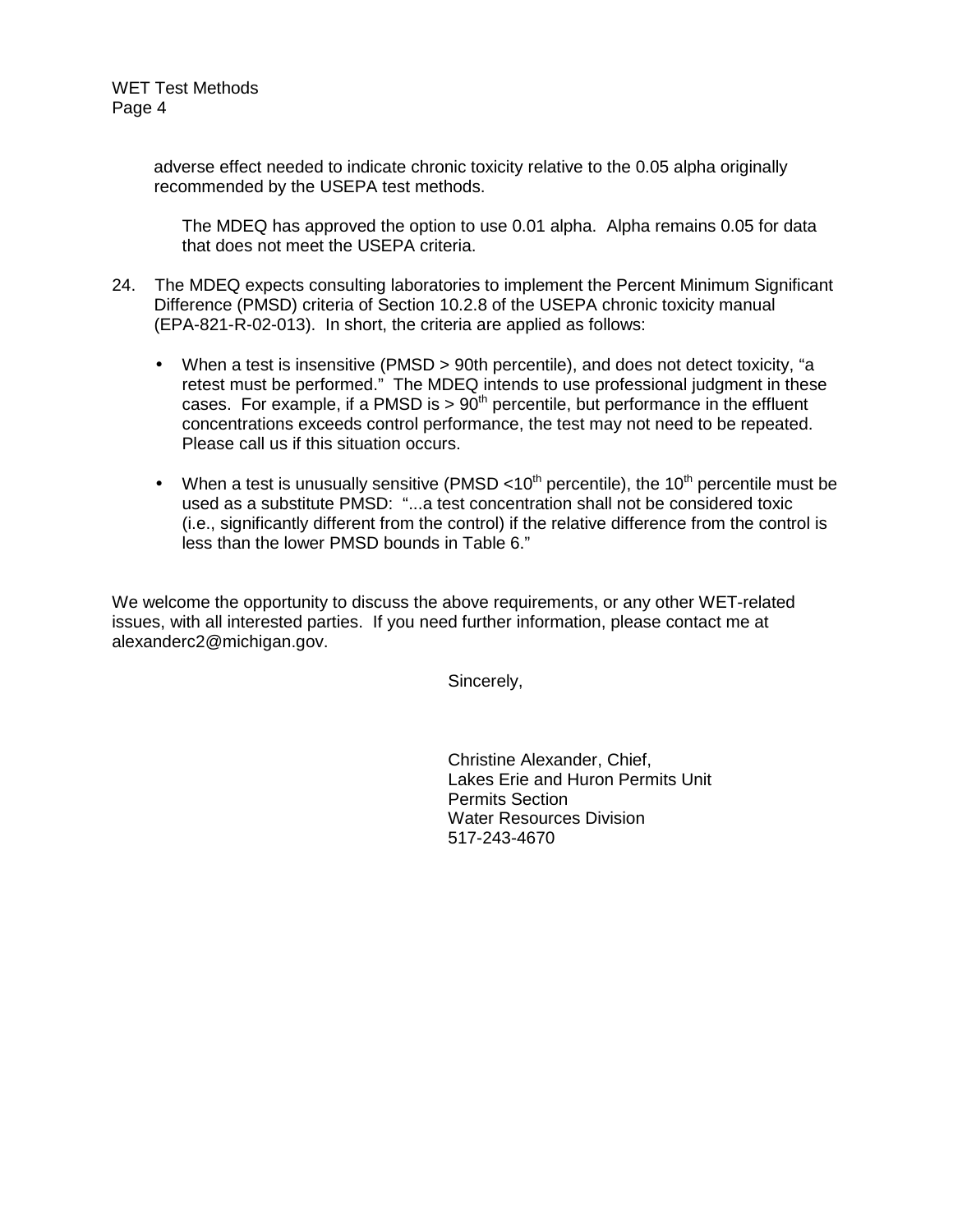adverse effect needed to indicate chronic toxicity relative to the 0.05 alpha originally recommended by the USEPA test methods.

The MDEQ has approved the option to use 0.01 alpha. Alpha remains 0.05 for data that does not meet the USEPA criteria.

24. The MDEQ expects consulting laboratories to implement the Percent Minimum Significant Difference (PMSD) criteria of Section 10.2.8 of the USEPA chronic toxicity manual (EPA-821-R-02-013). In short, the criteria are applied as follows:

    - When a test is insensitive (PMSD > 90th percentile), and does not detect toxicity, "a retest must be performed." The MDEQ intends to use professional judgment in these cases. For example, if a PMSD is > $90^{th}$ percentile, but performance in the effluent concentrations exceeds control performance, the test may not need to be repeated. Please call us if this situation occurs.

    - When a test is unusually sensitive (PMSD <$10^{th}$ percentile), the $10^{th}$ percentile must be used as a substitute PMSD: "...a test concentration shall not be considered toxic (i.e., significantly different from the control) if the relative difference from the control is less than the lower PMSD bounds in Table 6."

We welcome the opportunity to discuss the above requirements, or any other WET-related issues, with all interested parties. If you need further information, please contact me at alexanderc2@michigan.gov.

Sincerely,

Christine Alexander, Chief,
Lakes Erie and Huron Permits Unit
Permits Section
Water Resources Division
517-243-4670